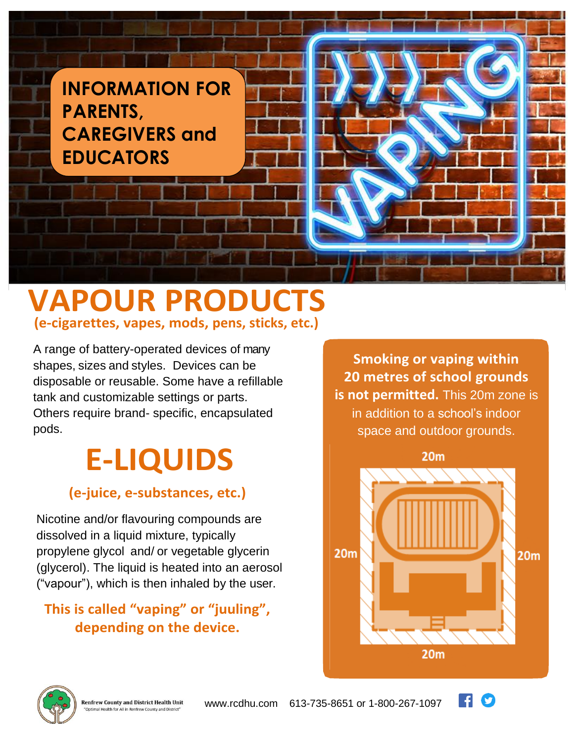**INFORMATION FOR PARENTS, CAREGIVERS and EDUCATORS**

VAPING

# VAPOUR PRODUCTS

**(e-cigarettes, vapes, mods, pens, sticks, etc.)**

A range of battery-operated devices of many shapes, sizes and styles. Devices can be disposable or reusable. Some have a refillable tank and customizable settings or parts. Others require brand- specific, encapsulated pods.

# E-LIQUIDS

**(e-juice, e-substances, etc.)**

Nicotine and/or flavouring compounds are dissolved in a liquid mixture, typically propylene glycol and/ or vegetable glycerin (glycerol). The liquid is heated into an aerosol ("vapour"), which is then inhaled by the user.

**This is called "vaping" or "juuling", depending on the device.**

**Smoking or vaping within 20 metres of school grounds is not permitted.** This 20m zone is in addition to a school's indoor space and outdoor grounds.

20m

20m

20m

20m

Renfrew County and District Health Unit
"Optimal Health for All in Renfrew County and District"

www.rcdhu.com 613-735-8651 or 1-800-267-1097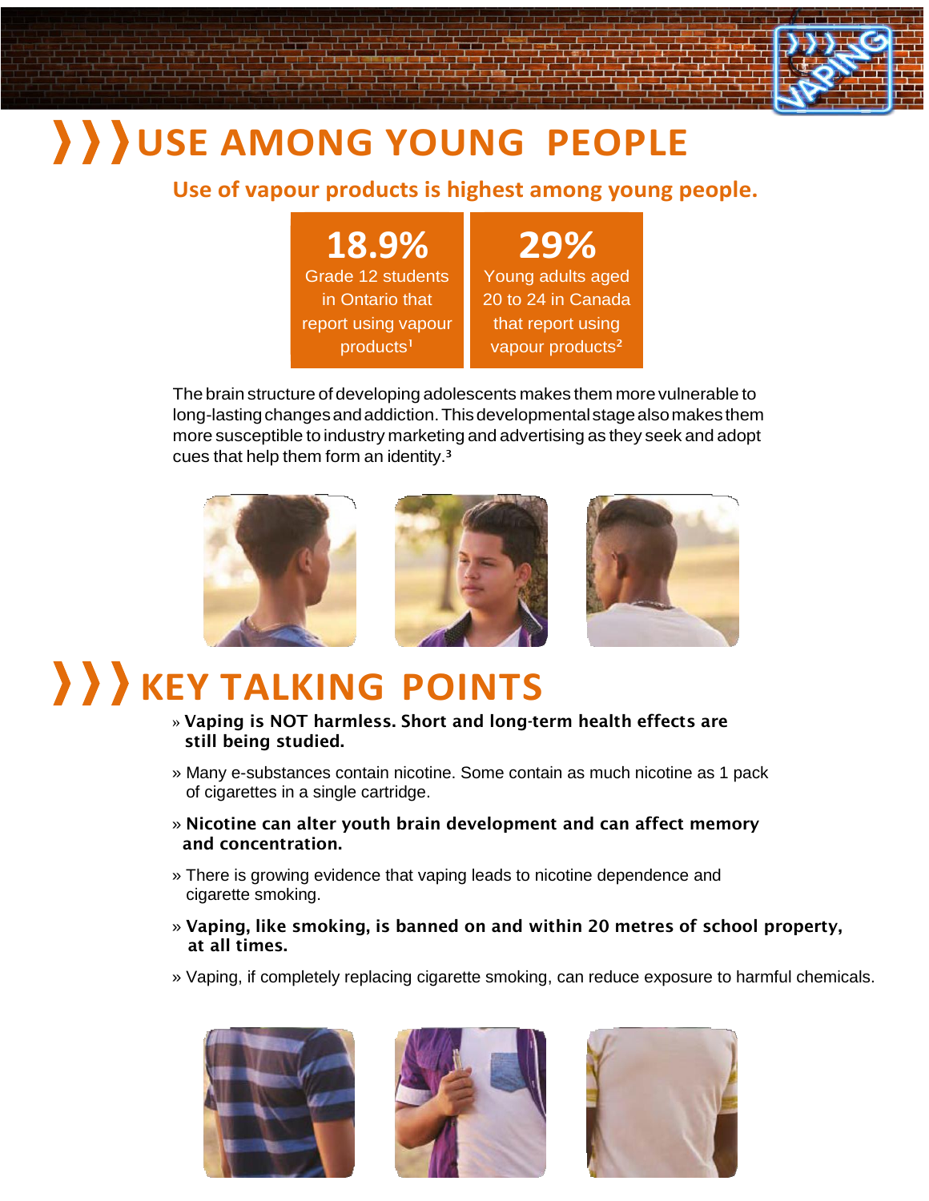# USE AMONG YOUNG PEOPLE

## Use of vapour products is highest among young people.

**18.9%**
Grade 12 students in Ontario that report using vapour products[1]

**29%**
Young adults aged 20 to 24 in Canada that report using vapour products[2]

The brain structure of developing adolescents makes them more vulnerable to long-lasting changes and addiction. This developmental stage also makes them more susceptible to industry marketing and advertising as they seek and adopt cues that help them form an identity.[3]

# KEY TALKING POINTS

- **Vaping is NOT harmless. Short and long-term health effects are still being studied.**
- Many e-substances contain nicotine. Some contain as much nicotine as 1 pack of cigarettes in a single cartridge.
- **Nicotine can alter youth brain development and can affect memory and concentration.**
- There is growing evidence that vaping leads to nicotine dependence and cigarette smoking.
- **Vaping, like smoking, is banned on and within 20 metres of school property, at all times.**
- Vaping, if completely replacing cigarette smoking, can reduce exposure to harmful chemicals.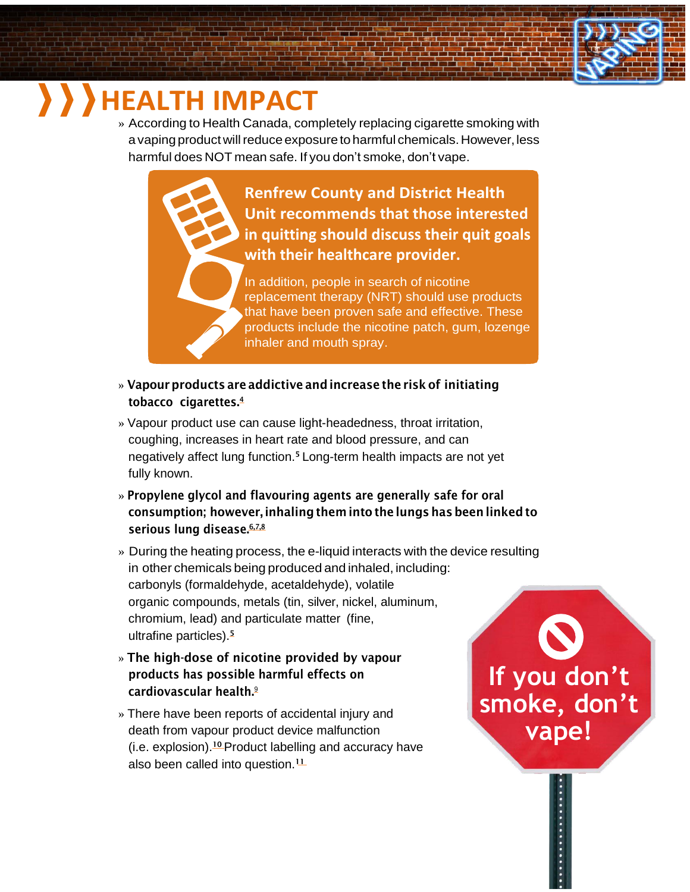# HEALTH IMPACT

» According to Health Canada, completely replacing cigarette smoking with a vaping product will reduce exposure to harmful chemicals. However, less harmful does NOT mean safe. If you don't smoke, don't vape.

**Renfrew County and District Health Unit recommends that those interested in quitting should discuss their quit goals with their healthcare provider.**

In addition, people in search of nicotine replacement therapy (NRT) should use products that have been proven safe and effective. These products include the nicotine patch, gum, lozenge inhaler and mouth spray.

» **Vapour products are addictive and increase the risk of initiating tobacco cigarettes.**[4]

» Vapour product use can cause light-headedness, throat irritation, coughing, increases in heart rate and blood pressure, and can negatively affect lung function.[5] Long-term health impacts are not yet fully known.

» **Propylene glycol and flavouring agents are generally safe for oral consumption; however, inhaling them into the lungs has been linked to serious lung disease.**[6,7,8]

» During the heating process, the e-liquid interacts with the device resulting in other chemicals being produced and inhaled, including: carbonyls (formaldehyde, acetaldehyde), volatile organic compounds, metals (tin, silver, nickel, aluminum, chromium, lead) and particulate matter (fine, ultrafine particles).[5]

» **The high-dose of nicotine provided by vapour products has possible harmful effects on cardiovascular health.**[9]

» There have been reports of accidental injury and death from vapour product device malfunction (i.e. explosion).[10] Product labelling and accuracy have also been called into question.[11]

**If you don't smoke, don't vape!**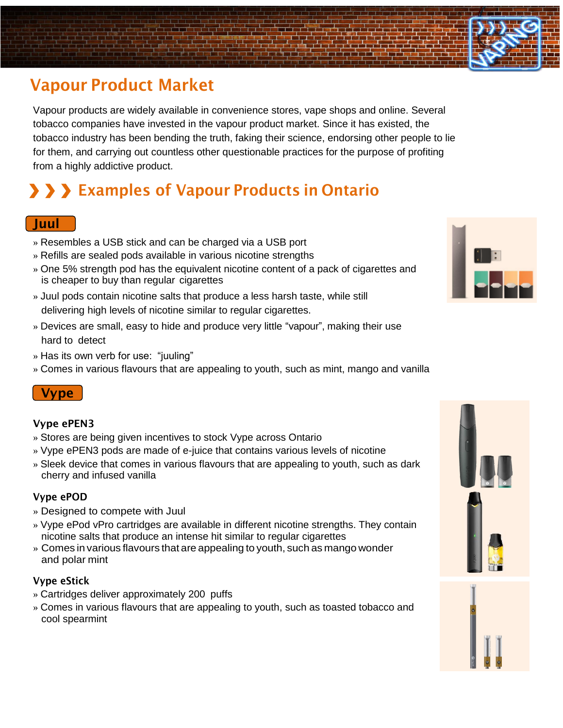# Vapour Product Market

Vapour products are widely available in convenience stores, vape shops and online. Several tobacco companies have invested in the vapour product market. Since it has existed, the tobacco industry has been bending the truth, faking their science, endorsing other people to lie for them, and carrying out countless other questionable practices for the purpose of profiting from a highly addictive product.

## ❯❯❯ Examples of Vapour Products in Ontario

### Juul

- » Resembles a USB stick and can be charged via a USB port
- » Refills are sealed pods available in various nicotine strengths
- » One 5% strength pod has the equivalent nicotine content of a pack of cigarettes and is cheaper to buy than regular cigarettes
- » Juul pods contain nicotine salts that produce a less harsh taste, while still delivering high levels of nicotine similar to regular cigarettes.
- » Devices are small, easy to hide and produce very little "vapour", making their use hard to detect
- » Has its own verb for use: "juuling"
- » Comes in various flavours that are appealing to youth, such as mint, mango and vanilla

### Vype

#### Vype ePEN3

- » Stores are being given incentives to stock Vype across Ontario
- » Vype ePEN3 pods are made of e-juice that contains various levels of nicotine
- » Sleek device that comes in various flavours that are appealing to youth, such as dark cherry and infused vanilla

#### Vype ePOD

- » Designed to compete with Juul
- » Vype ePod vPro cartridges are available in different nicotine strengths. They contain nicotine salts that produce an intense hit similar to regular cigarettes
- » Comes in various flavours that are appealing to youth, such as mango wonder and polar mint

#### Vype eStick

- » Cartridges deliver approximately 200 puffs
- » Comes in various flavours that are appealing to youth, such as toasted tobacco and cool spearmint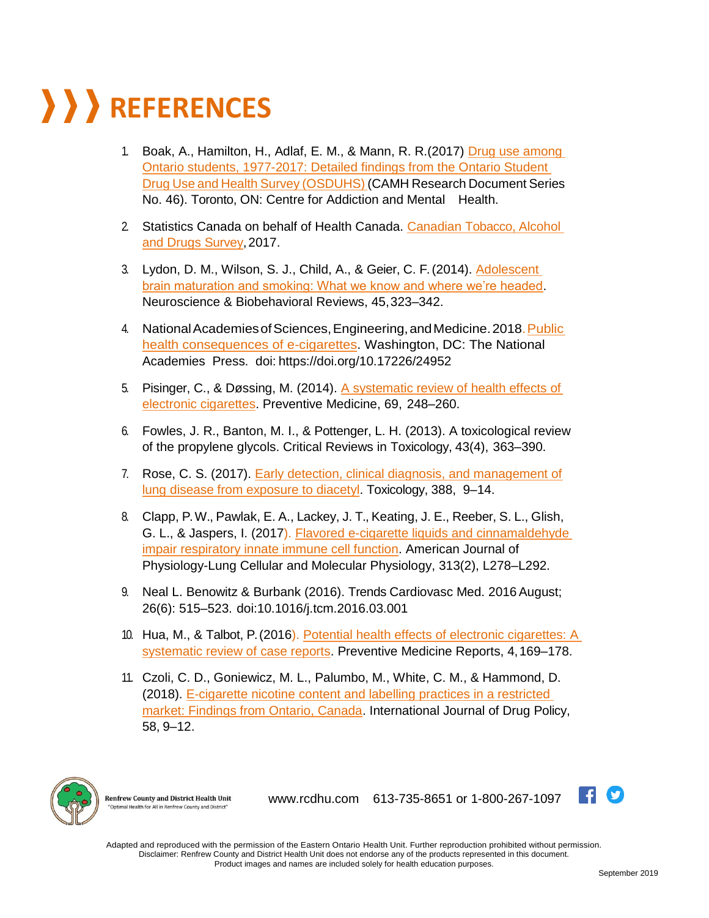# REFERENCES

1. Boak, A., Hamilton, H., Adlaf, E. M., & Mann, R. R.(2017) Drug use among Ontario students, 1977-2017: Detailed findings from the Ontario Student Drug Use and Health Survey (OSDUHS) (CAMH Research Document Series No. 46). Toronto, ON: Centre for Addiction and Mental Health.

2. Statistics Canada on behalf of Health Canada. Canadian Tobacco, Alcohol and Drugs Survey, 2017.

3. Lydon, D. M., Wilson, S. J., Child, A., & Geier, C. F. (2014). Adolescent brain maturation and smoking: What we know and where we're headed. Neuroscience & Biobehavioral Reviews, 45, 323–342.

4. National Academies of Sciences, Engineering, and Medicine. 2018. Public health consequences of e-cigarettes. Washington, DC: The National Academies Press. doi: https://doi.org/10.17226/24952

5. Pisinger, C., & Døssing, M. (2014). A systematic review of health effects of electronic cigarettes. Preventive Medicine, 69, 248–260.

6. Fowles, J. R., Banton, M. I., & Pottenger, L. H. (2013). A toxicological review of the propylene glycols. Critical Reviews in Toxicology, 43(4), 363–390.

7. Rose, C. S. (2017). Early detection, clinical diagnosis, and management of lung disease from exposure to diacetyl. Toxicology, 388, 9–14.

8. Clapp, P. W., Pawlak, E. A., Lackey, J. T., Keating, J. E., Reeber, S. L., Glish, G. L., & Jaspers, I. (2017). Flavored e-cigarette liquids and cinnamaldehyde impair respiratory innate immune cell function. American Journal of Physiology-Lung Cellular and Molecular Physiology, 313(2), L278–L292.

9. Neal L. Benowitz & Burbank (2016). Trends Cardiovasc Med. 2016 August; 26(6): 515–523. doi:10.1016/j.tcm.2016.03.001

10. Hua, M., & Talbot, P. (2016). Potential health effects of electronic cigarettes: A systematic review of case reports. Preventive Medicine Reports, 4, 169–178.

11. Czoli, C. D., Goniewicz, M. L., Palumbo, M., White, C. M., & Hammond, D. (2018). E-cigarette nicotine content and labelling practices in a restricted market: Findings from Ontario, Canada. International Journal of Drug Policy, 58, 9–12.

Renfrew County and District Health Unit
"Optimal Health for All in Renfrew County and District"

www.rcdhu.com 613-735-8651 or 1-800-267-1097

Adapted and reproduced with the permission of the Eastern Ontario Health Unit. Further reproduction prohibited without permission.
Disclaimer: Renfrew County and District Health Unit does not endorse any of the products represented in this document.
Product images and names are included solely for health education purposes.

September 2019